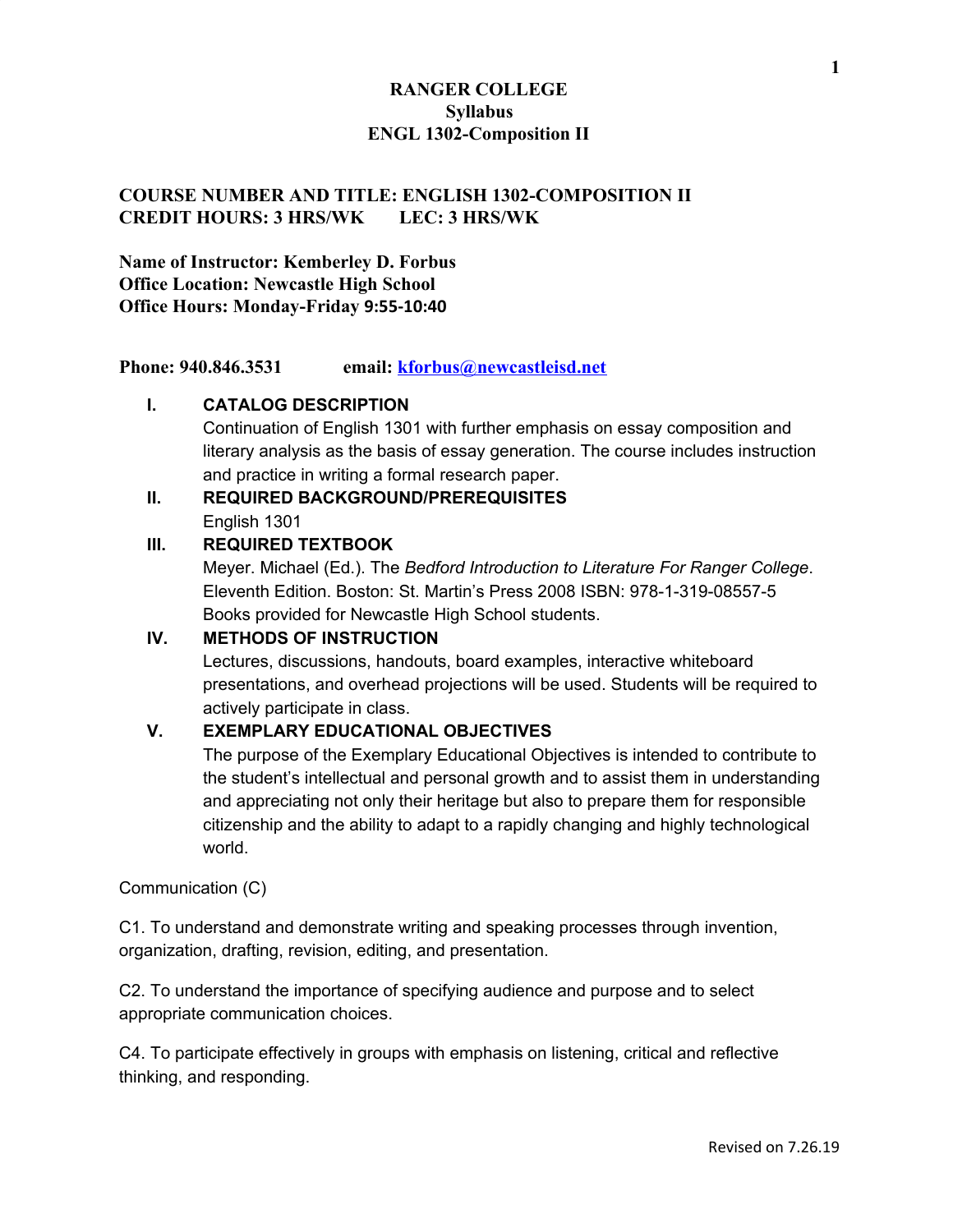# RANGER COLLEGE
## Syllabus
## ENGL 1302-Composition II

**COURSE NUMBER AND TITLE: ENGLISH 1302-COMPOSITION II**
**CREDIT HOURS: 3 HRS/WK LEC: 3 HRS/WK**

**Name of Instructor: Kemberley D. Forbus**
**Office Location: Newcastle High School**
**Office Hours: Monday-Friday 9:55-10:40**

**Phone: 940.846.3531 email: kforbus@newcastleisd.net**

### I. CATALOG DESCRIPTION

Continuation of English 1301 with further emphasis on essay composition and literary analysis as the basis of essay generation. The course includes instruction and practice in writing a formal research paper.

### II. REQUIRED BACKGROUND/PREREQUISITES

English 1301

### III. REQUIRED TEXTBOOK

Meyer. Michael (Ed.). The *Bedford Introduction to Literature For Ranger College*. Eleventh Edition. Boston: St. Martin's Press 2008 ISBN: 978-1-319-08557-5
Books provided for Newcastle High School students.

### IV. METHODS OF INSTRUCTION

Lectures, discussions, handouts, board examples, interactive whiteboard presentations, and overhead projections will be used. Students will be required to actively participate in class.

### V. EXEMPLARY EDUCATIONAL OBJECTIVES

The purpose of the Exemplary Educational Objectives is intended to contribute to the student's intellectual and personal growth and to assist them in understanding and appreciating not only their heritage but also to prepare them for responsible citizenship and the ability to adapt to a rapidly changing and highly technological world.

Communication (C)

C1. To understand and demonstrate writing and speaking processes through invention, organization, drafting, revision, editing, and presentation.

C2. To understand the importance of specifying audience and purpose and to select appropriate communication choices.

C4. To participate effectively in groups with emphasis on listening, critical and reflective thinking, and responding.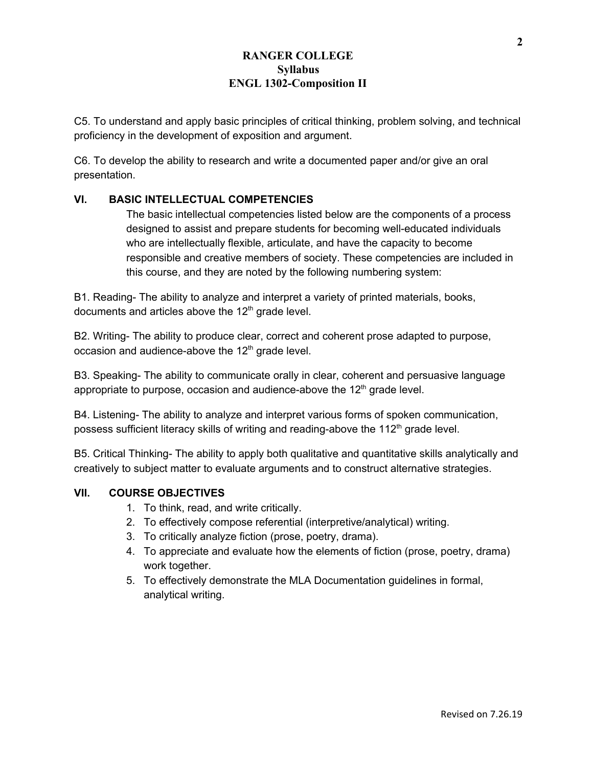C5. To understand and apply basic principles of critical thinking, problem solving, and technical proficiency in the development of exposition and argument.

C6. To develop the ability to research and write a documented paper and/or give an oral presentation.

## VI. BASIC INTELLECTUAL COMPETENCIES

The basic intellectual competencies listed below are the components of a process designed to assist and prepare students for becoming well-educated individuals who are intellectually flexible, articulate, and have the capacity to become responsible and creative members of society. These competencies are included in this course, and they are noted by the following numbering system:

B1. Reading- The ability to analyze and interpret a variety of printed materials, books, documents and articles above the 12th grade level.

B2. Writing- The ability to produce clear, correct and coherent prose adapted to purpose, occasion and audience-above the 12th grade level.

B3. Speaking- The ability to communicate orally in clear, coherent and persuasive language appropriate to purpose, occasion and audience-above the 12th grade level.

B4. Listening- The ability to analyze and interpret various forms of spoken communication, possess sufficient literacy skills of writing and reading-above the 112th grade level.

B5. Critical Thinking- The ability to apply both qualitative and quantitative skills analytically and creatively to subject matter to evaluate arguments and to construct alternative strategies.

## VII. COURSE OBJECTIVES

1. To think, read, and write critically.
2. To effectively compose referential (interpretive/analytical) writing.
3. To critically analyze fiction (prose, poetry, drama).
4. To appreciate and evaluate how the elements of fiction (prose, poetry, drama) work together.
5. To effectively demonstrate the MLA Documentation guidelines in formal, analytical writing.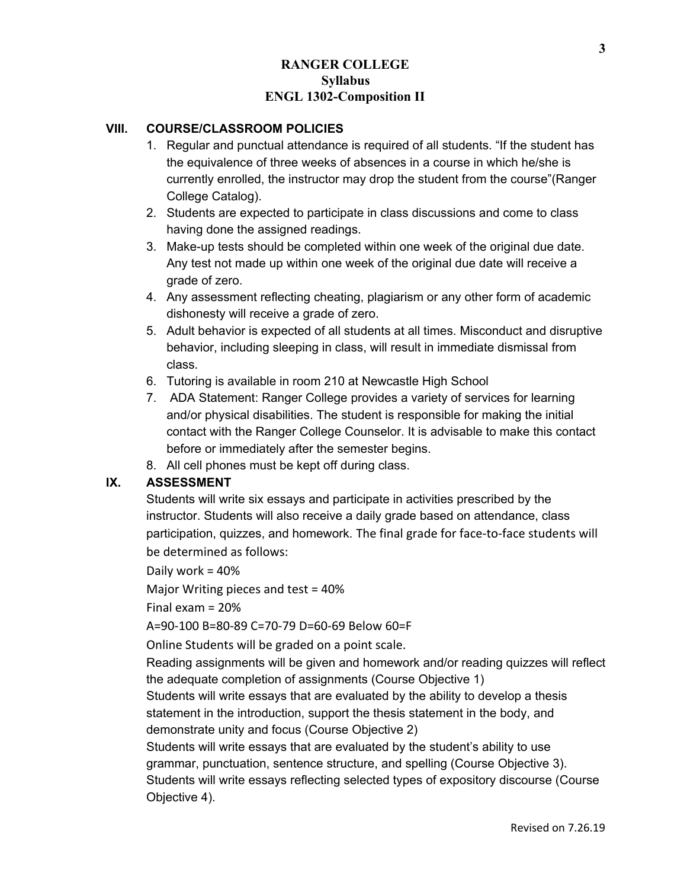**RANGER COLLEGE**
**Syllabus**
**ENGL 1302-Composition II**

## VIII. COURSE/CLASSROOM POLICIES

1. Regular and punctual attendance is required of all students. "If the student has the equivalence of three weeks of absences in a course in which he/she is currently enrolled, the instructor may drop the student from the course"(Ranger College Catalog).
2. Students are expected to participate in class discussions and come to class having done the assigned readings.
3. Make-up tests should be completed within one week of the original due date. Any test not made up within one week of the original due date will receive a grade of zero.
4. Any assessment reflecting cheating, plagiarism or any other form of academic dishonesty will receive a grade of zero.
5. Adult behavior is expected of all students at all times. Misconduct and disruptive behavior, including sleeping in class, will result in immediate dismissal from class.
6. Tutoring is available in room 210 at Newcastle High School
7. ADA Statement: Ranger College provides a variety of services for learning and/or physical disabilities. The student is responsible for making the initial contact with the Ranger College Counselor. It is advisable to make this contact before or immediately after the semester begins.
8. All cell phones must be kept off during class.

## IX. ASSESSMENT

Students will write six essays and participate in activities prescribed by the instructor. Students will also receive a daily grade based on attendance, class participation, quizzes, and homework. The final grade for face-to-face students will be determined as follows:

Daily work = 40%

Major Writing pieces and test = 40%

Final exam = 20%

A=90-100 B=80-89 C=70-79 D=60-69 Below 60=F

Online Students will be graded on a point scale.

Reading assignments will be given and homework and/or reading quizzes will reflect the adequate completion of assignments (Course Objective 1)

Students will write essays that are evaluated by the ability to develop a thesis statement in the introduction, support the thesis statement in the body, and demonstrate unity and focus (Course Objective 2)

Students will write essays that are evaluated by the student's ability to use grammar, punctuation, sentence structure, and spelling (Course Objective 3).

Students will write essays reflecting selected types of expository discourse (Course Objective 4).

Revised on 7.26.19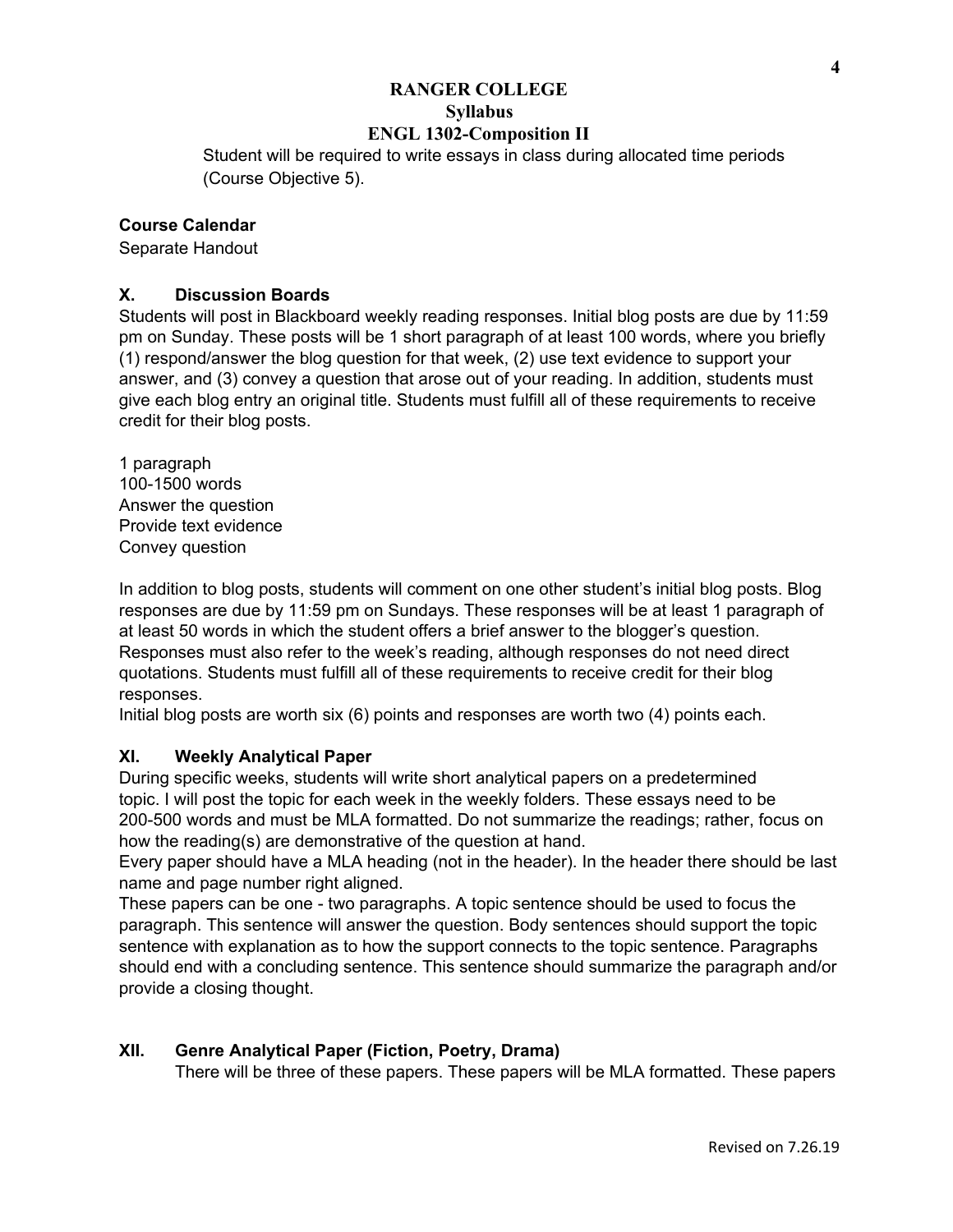Student will be required to write essays in class during allocated time periods (Course Objective 5).

### Course Calendar

Separate Handout

### X. Discussion Boards

Students will post in Blackboard weekly reading responses. Initial blog posts are due by 11:59 pm on Sunday. These posts will be 1 short paragraph of at least 100 words, where you briefly (1) respond/answer the blog question for that week, (2) use text evidence to support your answer, and (3) convey a question that arose out of your reading. In addition, students must give each blog entry an original title. Students must fulfill all of these requirements to receive credit for their blog posts.

1 paragraph
100-1500 words
Answer the question
Provide text evidence
Convey question

In addition to blog posts, students will comment on one other student's initial blog posts. Blog responses are due by 11:59 pm on Sundays. These responses will be at least 1 paragraph of at least 50 words in which the student offers a brief answer to the blogger's question. Responses must also refer to the week's reading, although responses do not need direct quotations. Students must fulfill all of these requirements to receive credit for their blog responses.
Initial blog posts are worth six (6) points and responses are worth two (4) points each.

### XI. Weekly Analytical Paper

During specific weeks, students will write short analytical papers on a predetermined topic. I will post the topic for each week in the weekly folders. These essays need to be 200-500 words and must be MLA formatted. Do not summarize the readings; rather, focus on how the reading(s) are demonstrative of the question at hand.
Every paper should have a MLA heading (not in the header). In the header there should be last name and page number right aligned.
These papers can be one - two paragraphs. A topic sentence should be used to focus the paragraph. This sentence will answer the question. Body sentences should support the topic sentence with explanation as to how the support connects to the topic sentence. Paragraphs should end with a concluding sentence. This sentence should summarize the paragraph and/or provide a closing thought.

### XII. Genre Analytical Paper (Fiction, Poetry, Drama)

There will be three of these papers. These papers will be MLA formatted. These papers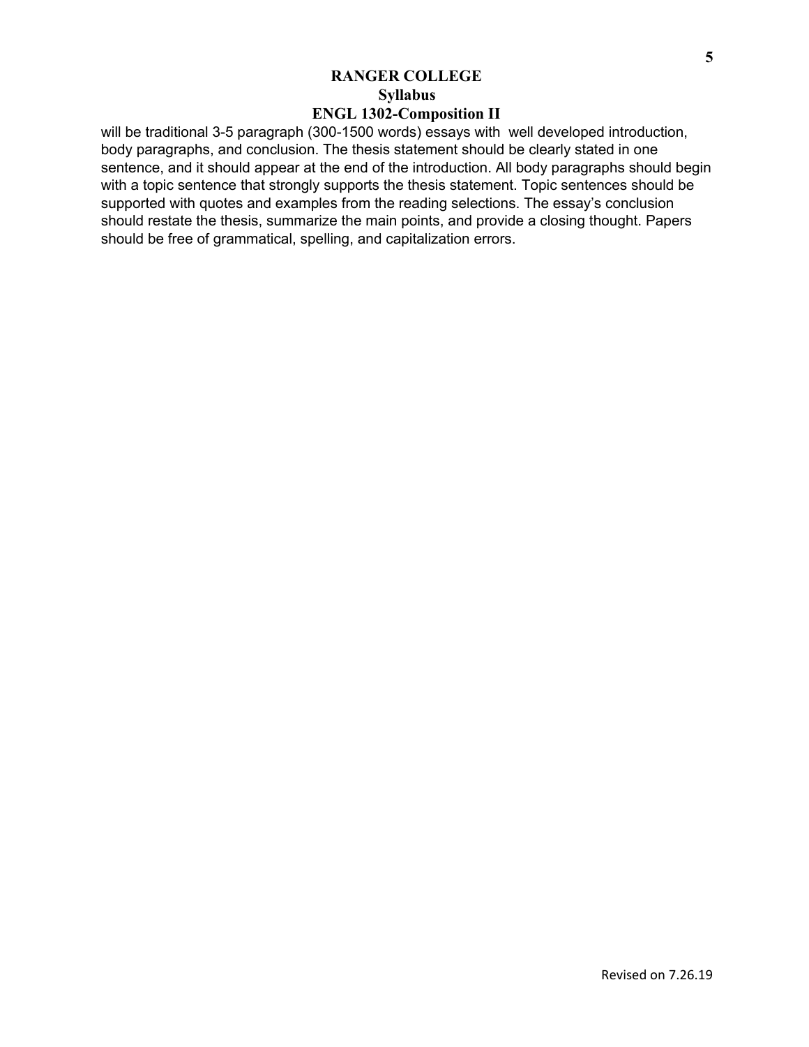will be traditional 3-5 paragraph (300-1500 words) essays with well developed introduction, body paragraphs, and conclusion. The thesis statement should be clearly stated in one sentence, and it should appear at the end of the introduction. All body paragraphs should begin with a topic sentence that strongly supports the thesis statement. Topic sentences should be supported with quotes and examples from the reading selections. The essay's conclusion should restate the thesis, summarize the main points, and provide a closing thought. Papers should be free of grammatical, spelling, and capitalization errors.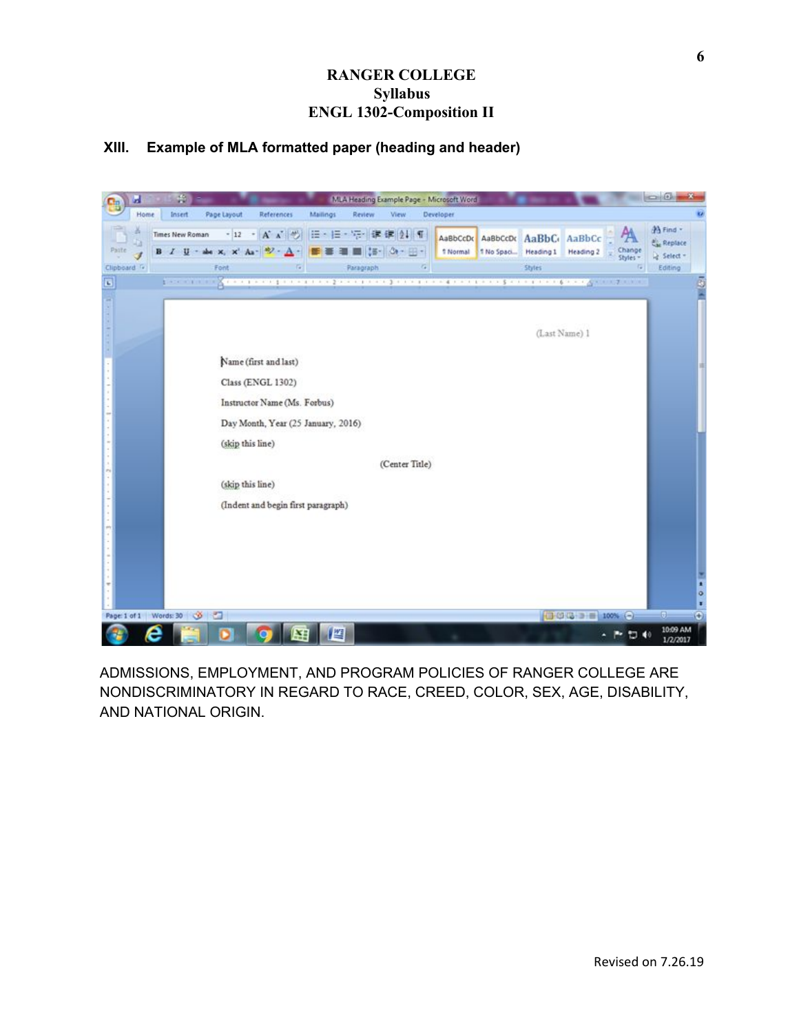## XIII. Example of MLA formatted paper (heading and header)

(Last Name) 1

Name (first and last)

Class (ENGL 1302)

Instructor Name (Ms. Forbus)

Day Month, Year (25 January, 2016)

(skip this line)

(Center Title)

(skip this line)

(Indent and begin first paragraph)

ADMISSIONS, EMPLOYMENT, AND PROGRAM POLICIES OF RANGER COLLEGE ARE NONDISCRIMINATORY IN REGARD TO RACE, CREED, COLOR, SEX, AGE, DISABILITY, AND NATIONAL ORIGIN.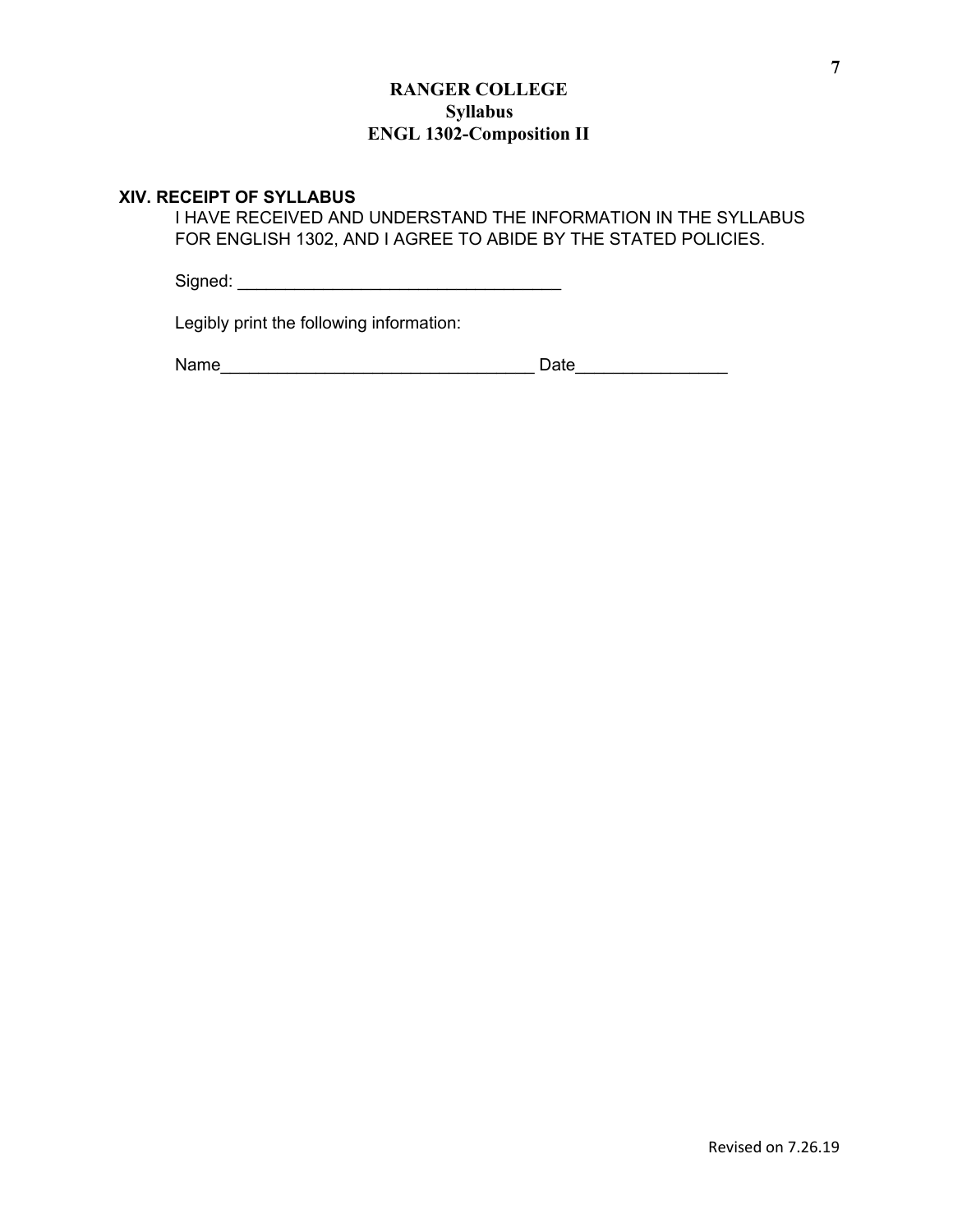## XIV. RECEIPT OF SYLLABUS

I HAVE RECEIVED AND UNDERSTAND THE INFORMATION IN THE SYLLABUS FOR ENGLISH 1302, AND I AGREE TO ABIDE BY THE STATED POLICIES.

Signed: __________________________________

Legibly print the following information:

Name_________________________________ Date________________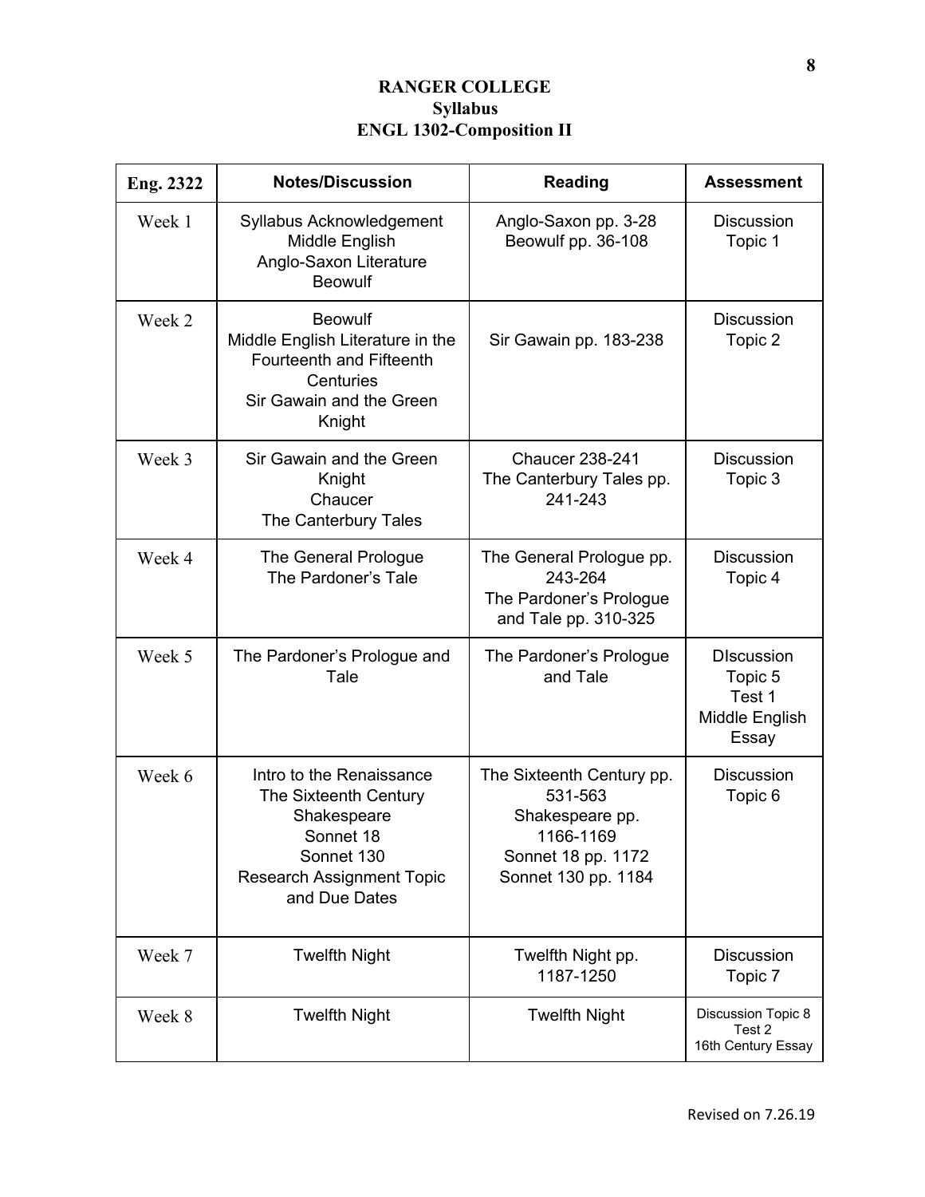**RANGER COLLEGE**
**Syllabus**
**ENGL 1302-Composition II**

| Eng. 2322 | Notes/Discussion | Reading | Assessment |
|---|---|---|---|
| Week 1 | Syllabus Acknowledgement<br>Middle English<br>Anglo-Saxon Literature<br>Beowulf | Anglo-Saxon pp. 3-28<br>Beowulf pp. 36-108 | Discussion Topic 1 |
| Week 2 | Beowulf<br>Middle English Literature in the Fourteenth and Fifteenth Centuries<br>Sir Gawain and the Green Knight | Sir Gawain pp. 183-238 | Discussion Topic 2 |
| Week 3 | Sir Gawain and the Green Knight<br>Chaucer<br>The Canterbury Tales | Chaucer 238-241<br>The Canterbury Tales pp. 241-243 | Discussion Topic 3 |
| Week 4 | The General Prologue<br>The Pardoner's Tale | The General Prologue pp. 243-264<br>The Pardoner's Prologue and Tale pp. 310-325 | Discussion Topic 4 |
| Week 5 | The Pardoner's Prologue and Tale | The Pardoner's Prologue and Tale | DIscussion Topic 5<br>Test 1<br>Middle English Essay |
| Week 6 | Intro to the Renaissance<br>The Sixteenth Century<br>Shakespeare<br>Sonnet 18<br>Sonnet 130<br>Research Assignment Topic and Due Dates | The Sixteenth Century pp. 531-563<br>Shakespeare pp. 1166-1169<br>Sonnet 18 pp. 1172<br>Sonnet 130 pp. 1184 | Discussion Topic 6 |
| Week 7 | Twelfth Night | Twelfth Night pp. 1187-1250 | Discussion Topic 7 |
| Week 8 | Twelfth Night | Twelfth Night | Discussion Topic 8<br>Test 2<br>16th Century Essay |

Revised on 7.26.19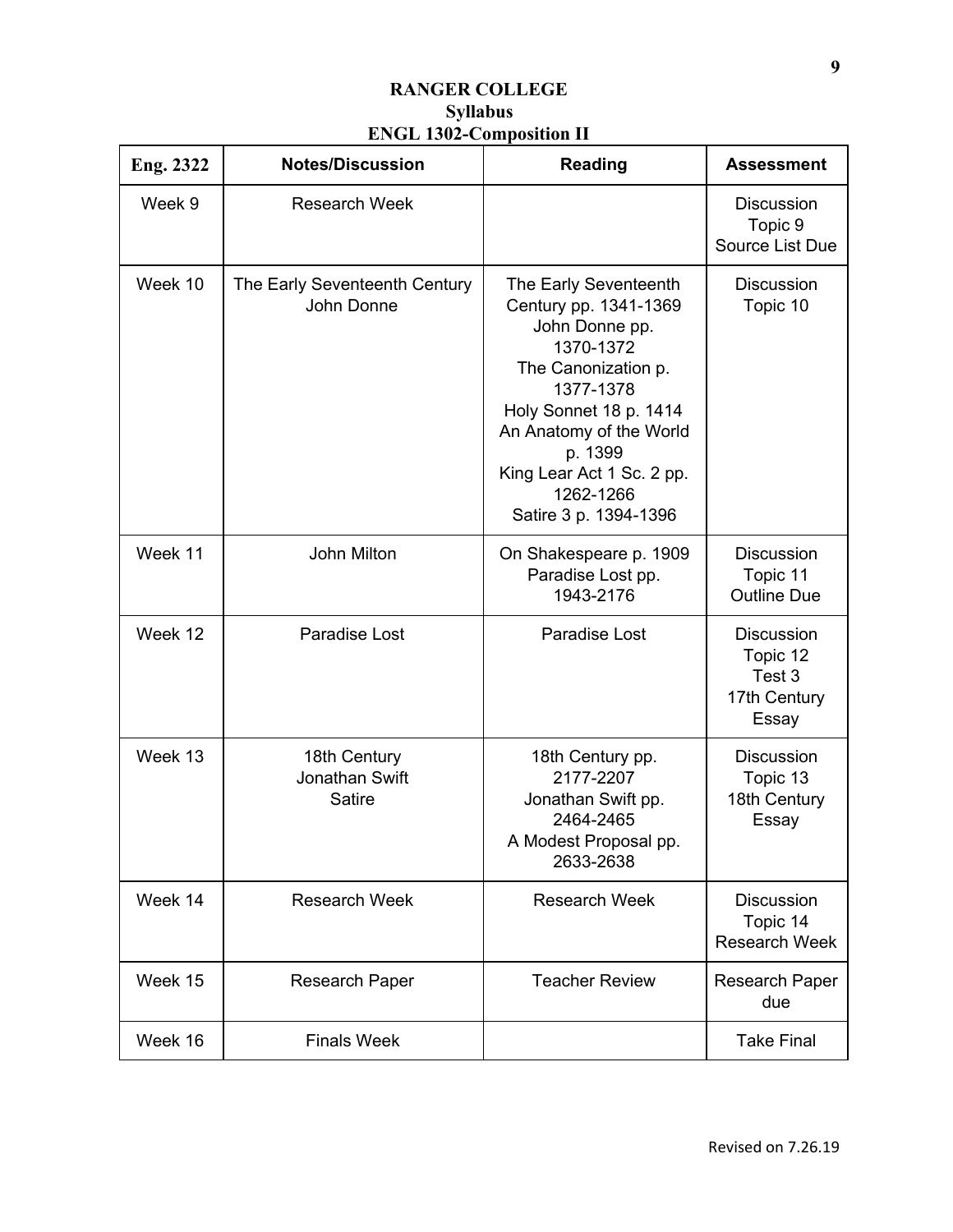**RANGER COLLEGE**
**Syllabus**
**ENGL 1302-Composition II**

| Eng. 2322 | Notes/Discussion | Reading | Assessment |
|---|---|---|---|
| Week 9 | Research Week | | Discussion Topic 9 Source List Due |
| Week 10 | The Early Seventeenth Century John Donne | The Early Seventeenth Century pp. 1341-1369 John Donne pp. 1370-1372 The Canonization p. 1377-1378 Holy Sonnet 18 p. 1414 An Anatomy of the World p. 1399 King Lear Act 1 Sc. 2 pp. 1262-1266 Satire 3 p. 1394-1396 | Discussion Topic 10 |
| Week 11 | John Milton | On Shakespeare p. 1909 Paradise Lost pp. 1943-2176 | Discussion Topic 11 Outline Due |
| Week 12 | Paradise Lost | Paradise Lost | Discussion Topic 12 Test 3 17th Century Essay |
| Week 13 | 18th Century Jonathan Swift Satire | 18th Century pp. 2177-2207 Jonathan Swift pp. 2464-2465 A Modest Proposal pp. 2633-2638 | Discussion Topic 13 18th Century Essay |
| Week 14 | Research Week | Research Week | Discussion Topic 14 Research Week |
| Week 15 | Research Paper | Teacher Review | Research Paper due |
| Week 16 | Finals Week | | Take Final |

Revised on 7.26.19